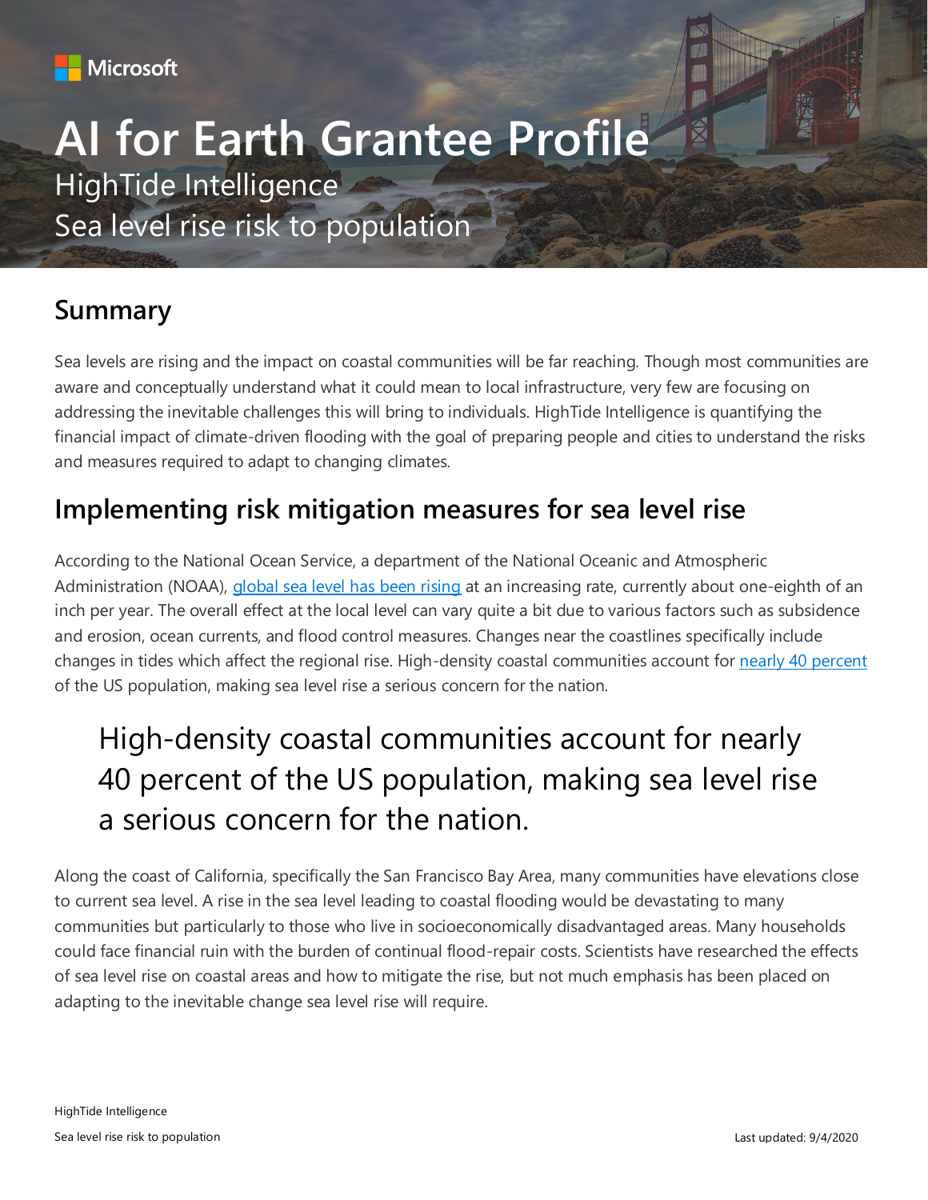Microsoft

# AI for Earth Grantee Profile

HighTide Intelligence

Sea level rise risk to population

## Summary

Sea levels are rising and the impact on coastal communities will be far reaching. Though most communities are aware and conceptually understand what it could mean to local infrastructure, very few are focusing on addressing the inevitable challenges this will bring to individuals. HighTide Intelligence is quantifying the financial impact of climate-driven flooding with the goal of preparing people and cities to understand the risks and measures required to adapt to changing climates.

## Implementing risk mitigation measures for sea level rise

According to the National Ocean Service, a department of the National Oceanic and Atmospheric Administration (NOAA), global sea level has been rising at an increasing rate, currently about one-eighth of an inch per year. The overall effect at the local level can vary quite a bit due to various factors such as subsidence and erosion, ocean currents, and flood control measures. Changes near the coastlines specifically include changes in tides which affect the regional rise. High-density coastal communities account for nearly 40 percent of the US population, making sea level rise a serious concern for the nation.

> High-density coastal communities account for nearly 40 percent of the US population, making sea level rise a serious concern for the nation.

Along the coast of California, specifically the San Francisco Bay Area, many communities have elevations close to current sea level. A rise in the sea level leading to coastal flooding would be devastating to many communities but particularly to those who live in socioeconomically disadvantaged areas. Many households could face financial ruin with the burden of continual flood-repair costs. Scientists have researched the effects of sea level rise on coastal areas and how to mitigate the rise, but not much emphasis has been placed on adapting to the inevitable change sea level rise will require.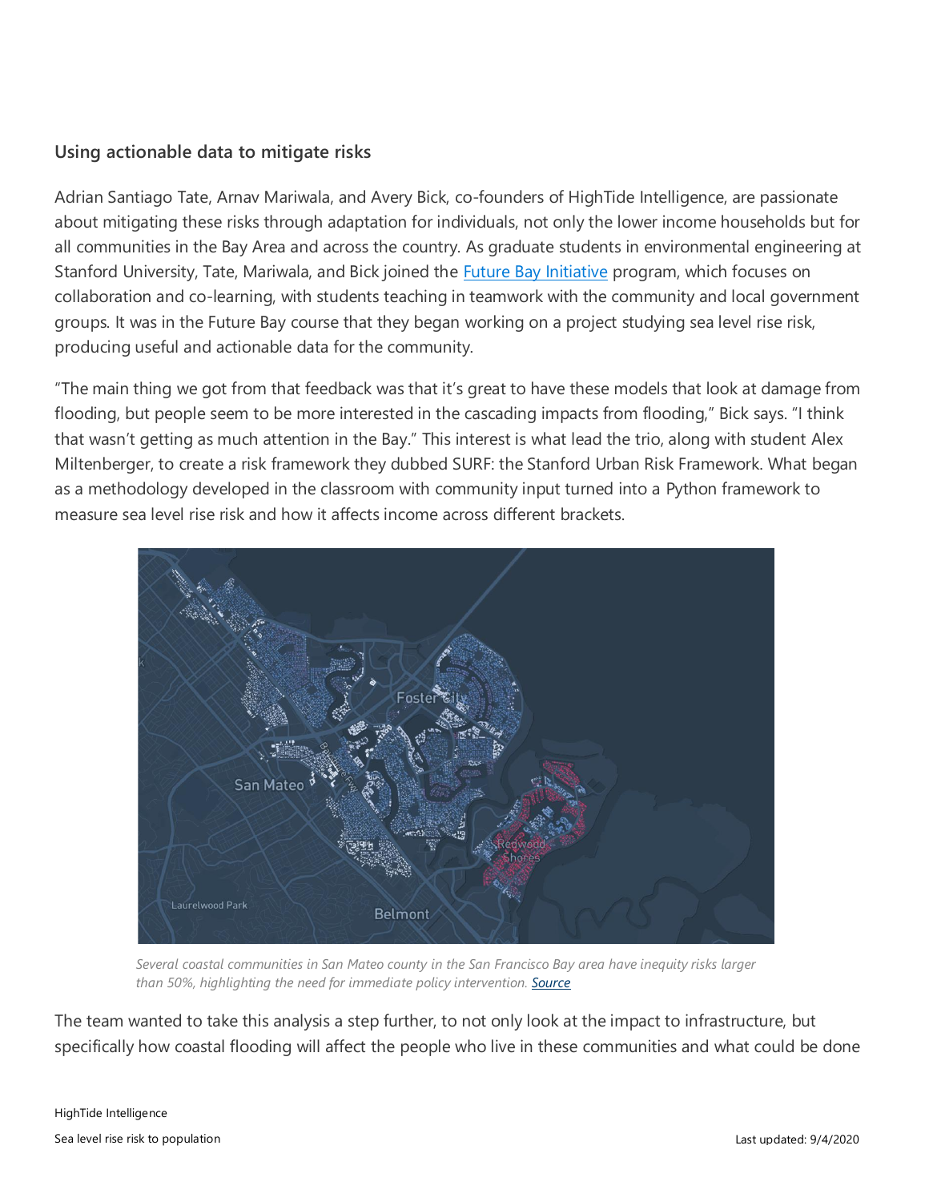### Using actionable data to mitigate risks

Adrian Santiago Tate, Arnav Mariwala, and Avery Bick, co-founders of HighTide Intelligence, are passionate about mitigating these risks through adaptation for individuals, not only the lower income households but for all communities in the Bay Area and across the country. As graduate students in environmental engineering at Stanford University, Tate, Mariwala, and Bick joined the [Future Bay Initiative](#) program, which focuses on collaboration and co-learning, with students teaching in teamwork with the community and local government groups. It was in the Future Bay course that they began working on a project studying sea level rise risk, producing useful and actionable data for the community.

"The main thing we got from that feedback was that it's great to have these models that look at damage from flooding, but people seem to be more interested in the cascading impacts from flooding," Bick says. "I think that wasn't getting as much attention in the Bay." This interest is what lead the trio, along with student Alex Miltenberger, to create a risk framework they dubbed SURF: the Stanford Urban Risk Framework. What began as a methodology developed in the classroom with community input turned into a Python framework to measure sea level rise risk and how it affects income across different brackets.

*Several coastal communities in San Mateo county in the San Francisco Bay area have inequity risks larger than 50%, highlighting the need for immediate policy intervention. [Source](#)*

The team wanted to take this analysis a step further, to not only look at the impact to infrastructure, but specifically how coastal flooding will affect the people who live in these communities and what could be done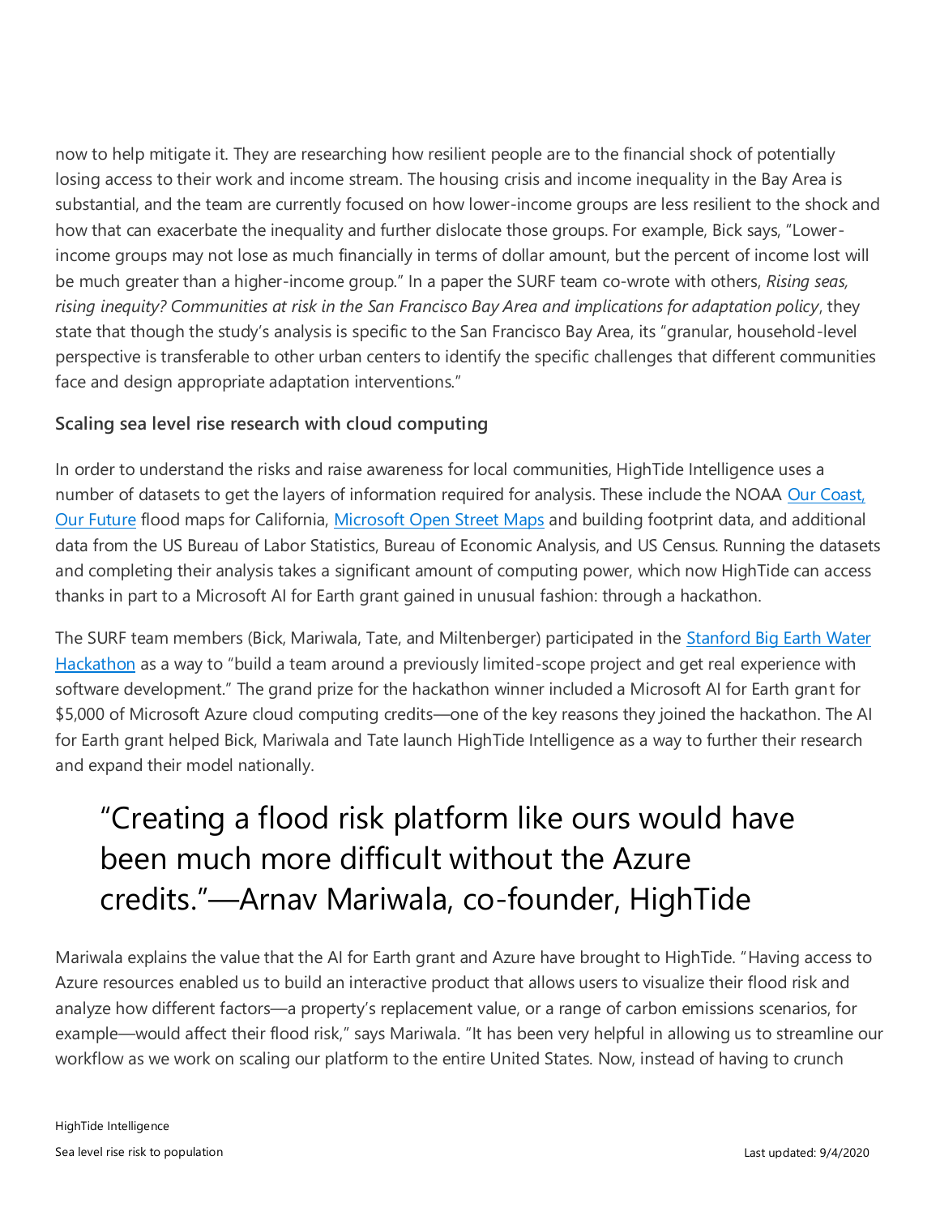now to help mitigate it. They are researching how resilient people are to the financial shock of potentially losing access to their work and income stream. The housing crisis and income inequality in the Bay Area is substantial, and the team are currently focused on how lower-income groups are less resilient to the shock and how that can exacerbate the inequality and further dislocate those groups. For example, Bick says, "Lower-income groups may not lose as much financially in terms of dollar amount, but the percent of income lost will be much greater than a higher-income group." In a paper the SURF team co-wrote with others, *Rising seas, rising inequity? Communities at risk in the San Francisco Bay Area and implications for adaptation policy*, they state that though the study's analysis is specific to the San Francisco Bay Area, its "granular, household-level perspective is transferable to other urban centers to identify the specific challenges that different communities face and design appropriate adaptation interventions."

### Scaling sea level rise research with cloud computing

In order to understand the risks and raise awareness for local communities, HighTide Intelligence uses a number of datasets to get the layers of information required for analysis. These include the NOAA [Our Coast, Our Future]() flood maps for California, [Microsoft Open Street Maps]() and building footprint data, and additional data from the US Bureau of Labor Statistics, Bureau of Economic Analysis, and US Census. Running the datasets and completing their analysis takes a significant amount of computing power, which now HighTide can access thanks in part to a Microsoft AI for Earth grant gained in unusual fashion: through a hackathon.

The SURF team members (Bick, Mariwala, Tate, and Miltenberger) participated in the [Stanford Big Earth Water Hackathon]() as a way to "build a team around a previously limited-scope project and get real experience with software development." The grand prize for the hackathon winner included a Microsoft AI for Earth grant for $5,000 of Microsoft Azure cloud computing credits—one of the key reasons they joined the hackathon. The AI for Earth grant helped Bick, Mariwala and Tate launch HighTide Intelligence as a way to further their research and expand their model nationally.

> "Creating a flood risk platform like ours would have been much more difficult without the Azure credits."—Arnav Mariwala, co-founder, HighTide

Mariwala explains the value that the AI for Earth grant and Azure have brought to HighTide. "Having access to Azure resources enabled us to build an interactive product that allows users to visualize their flood risk and analyze how different factors—a property's replacement value, or a range of carbon emissions scenarios, for example—would affect their flood risk," says Mariwala. "It has been very helpful in allowing us to streamline our workflow as we work on scaling our platform to the entire United States. Now, instead of having to crunch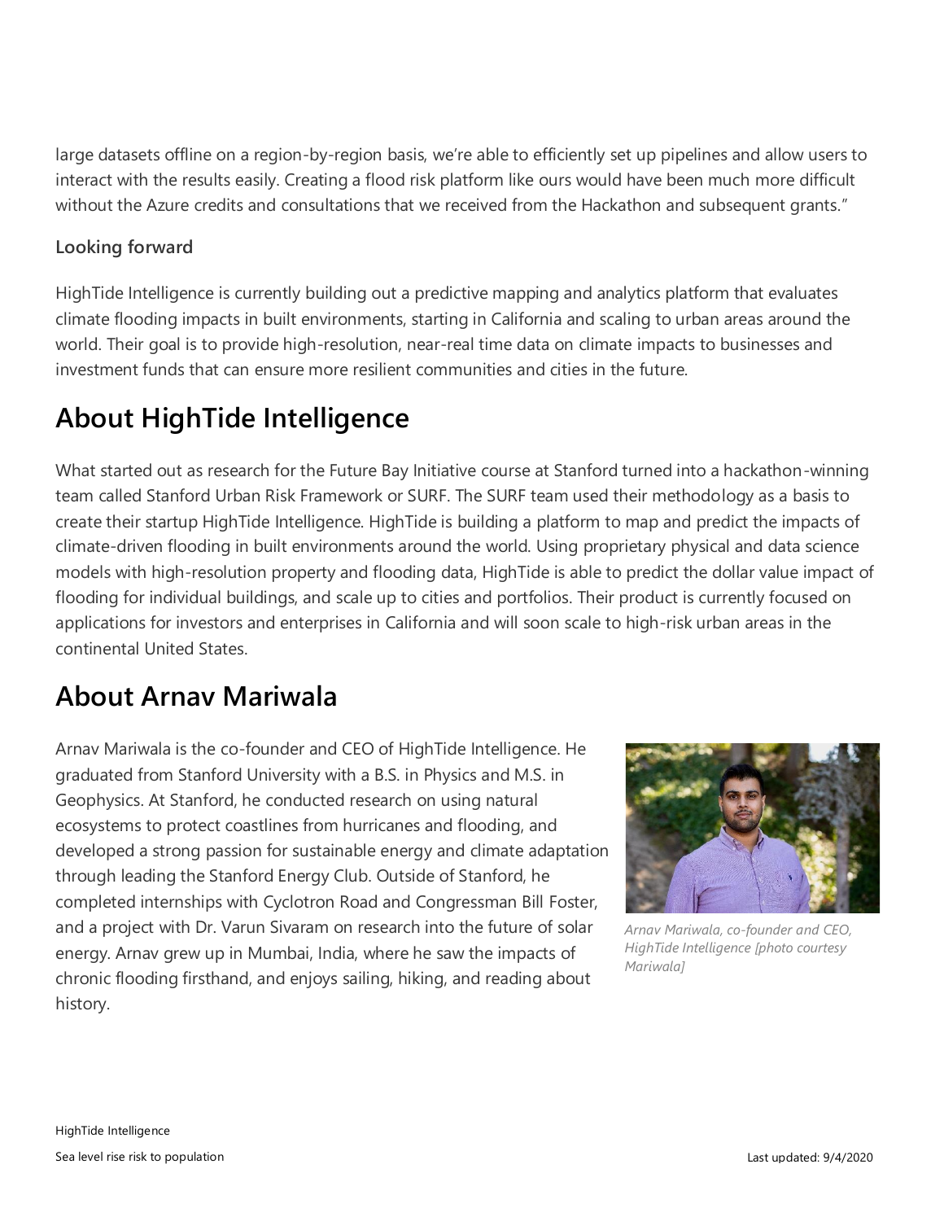large datasets offline on a region-by-region basis, we're able to efficiently set up pipelines and allow users to interact with the results easily. Creating a flood risk platform like ours would have been much more difficult without the Azure credits and consultations that we received from the Hackathon and subsequent grants."

### Looking forward

HighTide Intelligence is currently building out a predictive mapping and analytics platform that evaluates climate flooding impacts in built environments, starting in California and scaling to urban areas around the world. Their goal is to provide high-resolution, near-real time data on climate impacts to businesses and investment funds that can ensure more resilient communities and cities in the future.

## About HighTide Intelligence

What started out as research for the Future Bay Initiative course at Stanford turned into a hackathon-winning team called Stanford Urban Risk Framework or SURF. The SURF team used their methodology as a basis to create their startup HighTide Intelligence. HighTide is building a platform to map and predict the impacts of climate-driven flooding in built environments around the world. Using proprietary physical and data science models with high-resolution property and flooding data, HighTide is able to predict the dollar value impact of flooding for individual buildings, and scale up to cities and portfolios. Their product is currently focused on applications for investors and enterprises in California and will soon scale to high-risk urban areas in the continental United States.

## About Arnav Mariwala

Arnav Mariwala is the co-founder and CEO of HighTide Intelligence. He graduated from Stanford University with a B.S. in Physics and M.S. in Geophysics. At Stanford, he conducted research on using natural ecosystems to protect coastlines from hurricanes and flooding, and developed a strong passion for sustainable energy and climate adaptation through leading the Stanford Energy Club. Outside of Stanford, he completed internships with Cyclotron Road and Congressman Bill Foster, and a project with Dr. Varun Sivaram on research into the future of solar energy. Arnav grew up in Mumbai, India, where he saw the impacts of chronic flooding firsthand, and enjoys sailing, hiking, and reading about history.

*Arnav Mariwala, co-founder and CEO, HighTide Intelligence [photo courtesy Mariwala]*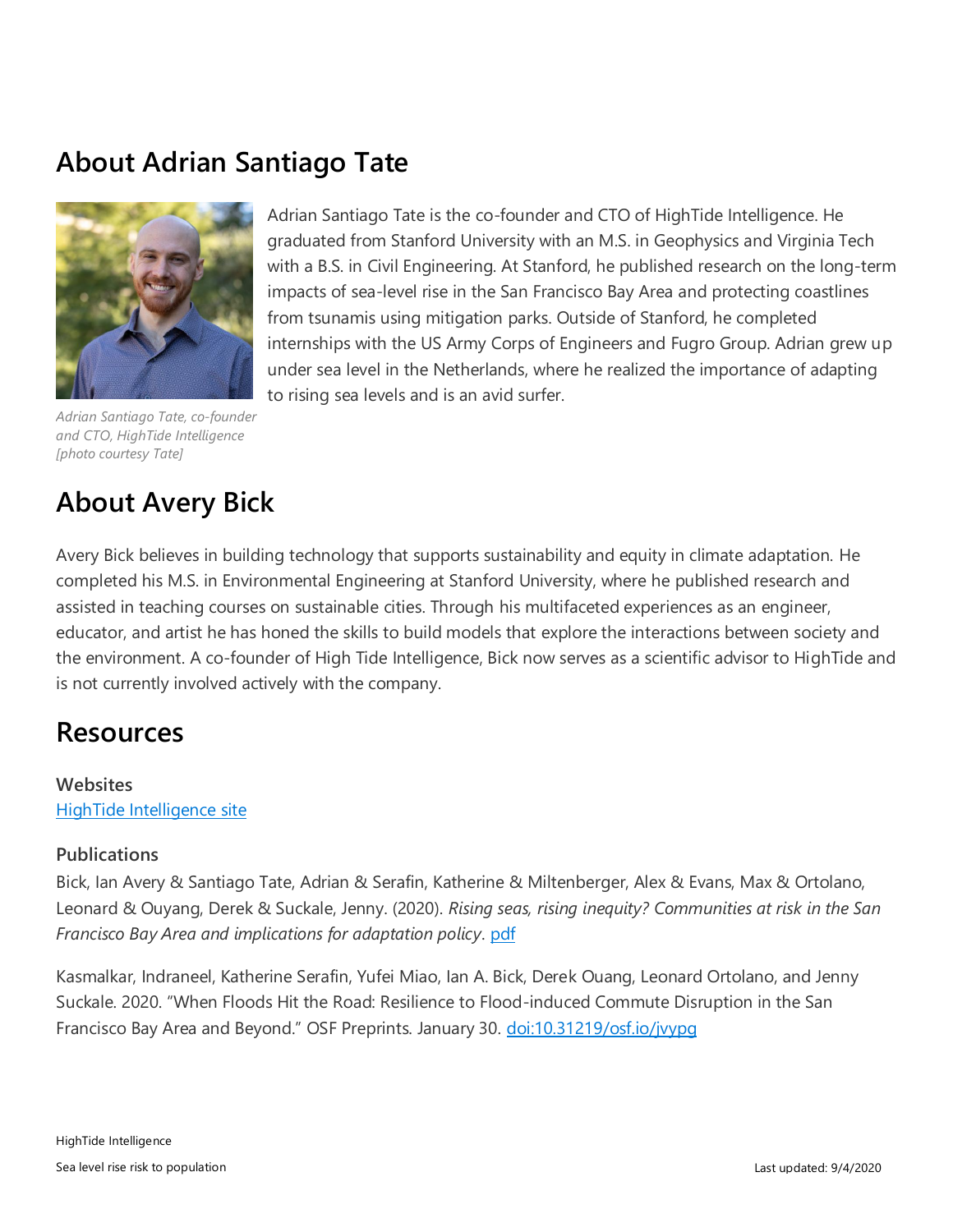## About Adrian Santiago Tate

Adrian Santiago Tate is the co-founder and CTO of HighTide Intelligence. He graduated from Stanford University with an M.S. in Geophysics and Virginia Tech with a B.S. in Civil Engineering. At Stanford, he published research on the long-term impacts of sea-level rise in the San Francisco Bay Area and protecting coastlines from tsunamis using mitigation parks. Outside of Stanford, he completed internships with the US Army Corps of Engineers and Fugro Group. Adrian grew up under sea level in the Netherlands, where he realized the importance of adapting to rising sea levels and is an avid surfer.

*Adrian Santiago Tate, co-founder and CTO, HighTide Intelligence [photo courtesy Tate]*

## About Avery Bick

Avery Bick believes in building technology that supports sustainability and equity in climate adaptation. He completed his M.S. in Environmental Engineering at Stanford University, where he published research and assisted in teaching courses on sustainable cities. Through his multifaceted experiences as an engineer, educator, and artist he has honed the skills to build models that explore the interactions between society and the environment. A co-founder of High Tide Intelligence, Bick now serves as a scientific advisor to HighTide and is not currently involved actively with the company.

## Resources

### Websites

[HighTide Intelligence site]

### Publications

Bick, Ian Avery & Santiago Tate, Adrian & Serafin, Katherine & Miltenberger, Alex & Evans, Max & Ortolano, Leonard & Ouyang, Derek & Suckale, Jenny. (2020). *Rising seas, rising inequity? Communities at risk in the San Francisco Bay Area and implications for adaptation policy*. [pdf]

Kasmalkar, Indraneel, Katherine Serafin, Yufei Miao, Ian A. Bick, Derek Ouang, Leonard Ortolano, and Jenny Suckale. 2020. "When Floods Hit the Road: Resilience to Flood-induced Commute Disruption in the San Francisco Bay Area and Beyond." OSF Preprints. January 30. doi:10.31219/osf.io/jvypg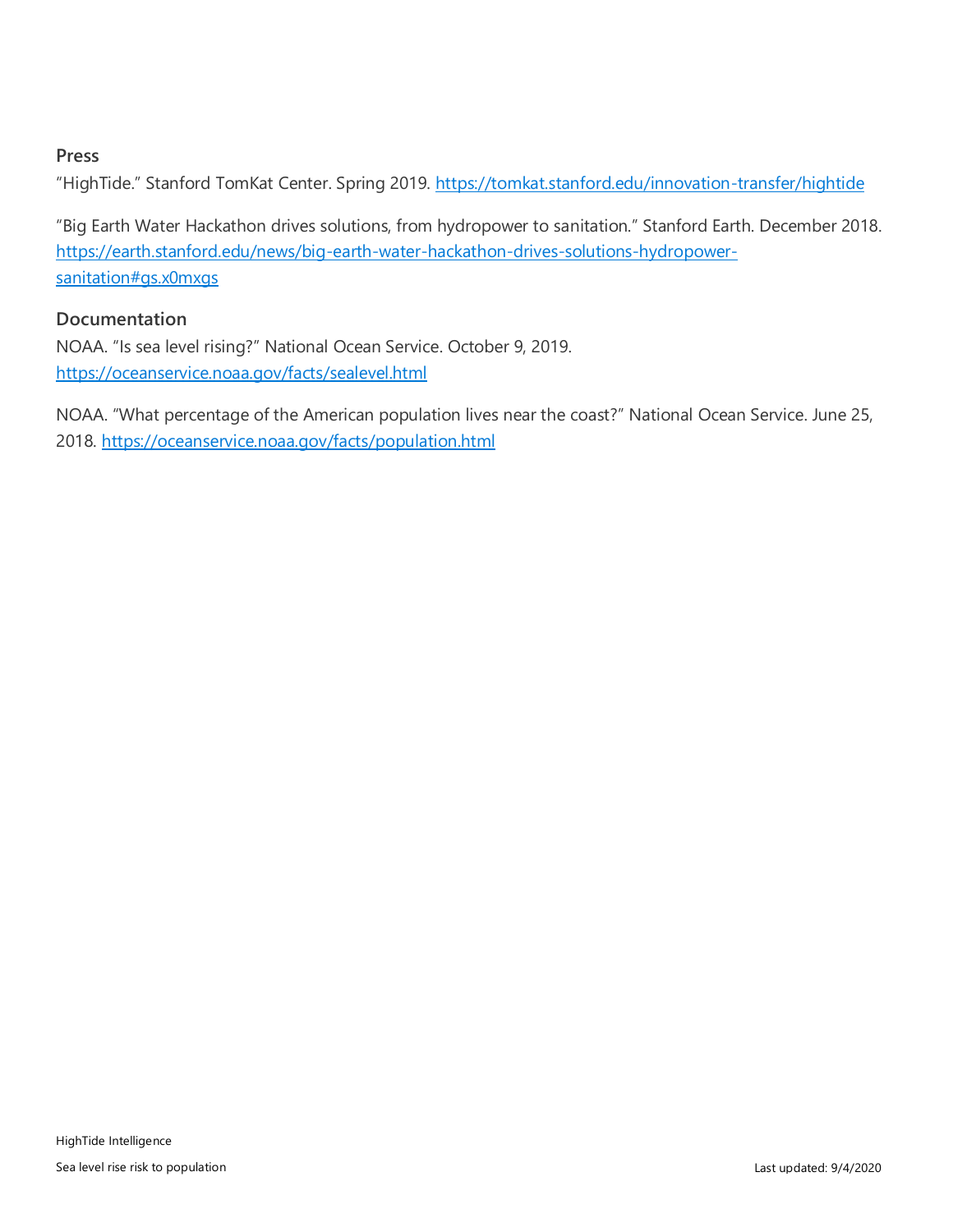### Press

"HighTide." Stanford TomKat Center. Spring 2019. https://tomkat.stanford.edu/innovation-transfer/hightide

"Big Earth Water Hackathon drives solutions, from hydropower to sanitation." Stanford Earth. December 2018. https://earth.stanford.edu/news/big-earth-water-hackathon-drives-solutions-hydropower-sanitation#gs.x0mxgs

### Documentation

NOAA. "Is sea level rising?" National Ocean Service. October 9, 2019. https://oceanservice.noaa.gov/facts/sealevel.html

NOAA. "What percentage of the American population lives near the coast?" National Ocean Service. June 25, 2018. https://oceanservice.noaa.gov/facts/population.html